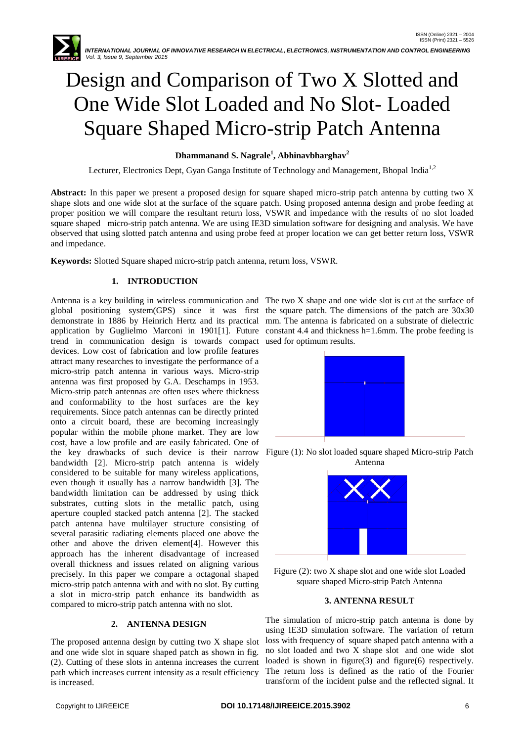# Design and Comparison of Two X Slotted and One Wide Slot Loaded and No Slot- Loaded Square Shaped Micro-strip Patch Antenna

**Dhammanand S. Nagrale[1], Abhinavbharghav[2]**

Lecturer, Electronics Dept, Gyan Ganga Institute of Technology and Management, Bhopal India[1,2]

**Abstract:** In this paper we present a proposed design for square shaped micro-strip patch antenna by cutting two X shape slots and one wide slot at the surface of the square patch. Using proposed antenna design and probe feeding at proper position we will compare the resultant return loss, VSWR and impedance with the results of no slot loaded square shaped micro-strip patch antenna. We are using IE3D simulation software for designing and analysis. We have observed that using slotted patch antenna and using probe feed at proper location we can get better return loss, VSWR and impedance.

**Keywords:** Slotted Square shaped micro-strip patch antenna, return loss, VSWR.

## 1. INTRODUCTION

Antenna is a key building in wireless communication and global positioning system(GPS) since it was first demonstrate in 1886 by Heinrich Hertz and its practical application by Guglielmo Marconi in 1901[1]. Future trend in communication design is towards compact devices. Low cost of fabrication and low profile features attract many researches to investigate the performance of a micro-strip patch antenna in various ways. Micro-strip antenna was first proposed by G.A. Deschamps in 1953. Micro-strip patch antennas are often uses where thickness and conformability to the host surfaces are the key requirements. Since patch antennas can be directly printed onto a circuit board, these are becoming increasingly popular within the mobile phone market. They are low cost, have a low profile and are easily fabricated. One of the key drawbacks of such device is their narrow bandwidth [2]. Micro-strip patch antenna is widely considered to be suitable for many wireless applications, even though it usually has a narrow bandwidth [3]. The bandwidth limitation can be addressed by using thick substrates, cutting slots in the metallic patch, using aperture coupled stacked patch antenna [2]. The stacked patch antenna have multilayer structure consisting of several parasitic radiating elements placed one above the other and above the driven element[4]. However this approach has the inherent disadvantage of increased overall thickness and issues related on aligning various precisely. In this paper we compare a octagonal shaped micro-strip patch antenna with and with no slot. By cutting a slot in micro-strip patch enhance its bandwidth as compared to micro-strip patch antenna with no slot.

## 2. ANTENNA DESIGN

The proposed antenna design by cutting two X shape slot and one wide slot in square shaped patch as shown in fig. (2). Cutting of these slots in antenna increases the current path which increases current intensity as a result efficiency is increased.

The two X shape and one wide slot is cut at the surface of the square patch. The dimensions of the patch are 30x30 mm. The antenna is fabricated on a substrate of dielectric constant 4.4 and thickness h=1.6mm. The probe feeding is used for optimum results.

Figure (1): No slot loaded square shaped Micro-strip Patch Antenna

Figure (2): two X shape slot and one wide slot Loaded square shaped Micro-strip Patch Antenna

## 3. ANTENNA RESULT

The simulation of micro-strip patch antenna is done by using IE3D simulation software. The variation of return loss with frequency of square shaped patch antenna with a no slot loaded and two X shape slot and one wide slot loaded is shown in figure(3) and figure(6) respectively. The return loss is defined as the ratio of the Fourier transform of the incident pulse and the reflected signal. It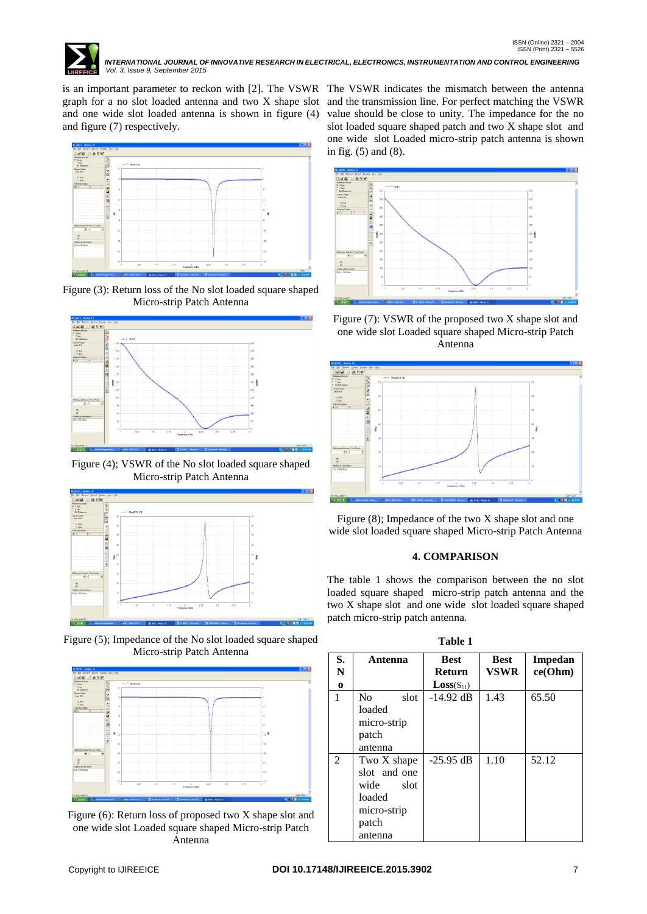is an important parameter to reckon with [2]. The VSWR graph for a no slot loaded antenna and two X shape slot and one wide slot loaded antenna is shown in figure (4) and figure (7) respectively.

Figure (3): Return loss of the No slot loaded square shaped Micro-strip Patch Antenna

Figure (4); VSWR of the No slot loaded square shaped Micro-strip Patch Antenna

Figure (5); Impedance of the No slot loaded square shaped Micro-strip Patch Antenna

Figure (6): Return loss of proposed two X shape slot and one wide slot Loaded square shaped Micro-strip Patch Antenna

The VSWR indicates the mismatch between the antenna and the transmission line. For perfect matching the VSWR value should be close to unity. The impedance for the no slot loaded square shaped patch and two X shape slot and one wide slot Loaded micro-strip patch antenna is shown in fig. (5) and (8).

Figure (7): VSWR of the proposed two X shape slot and one wide slot Loaded square shaped Micro-strip Patch Antenna

Figure (8); Impedance of the two X shape slot and one wide slot loaded square shaped Micro-strip Patch Antenna

## 4. COMPARISON

The table 1 shows the comparison between the no slot loaded square shaped micro-strip patch antenna and the two X shape slot and one wide slot loaded square shaped patch micro-strip patch antenna.

**Table 1**

| S. No | Antenna | Best Return Loss($S_{11}$) | Best VSWR | Impedance(Ohm) |
|---|---|---|---|---|
| 1 | No slot loaded micro-strip patch antenna | -14.92 dB | 1.43 | 65.50 |
| 2 | Two X shape slot and one wide slot loaded micro-strip patch antenna | -25.95 dB | 1.10 | 52.12 |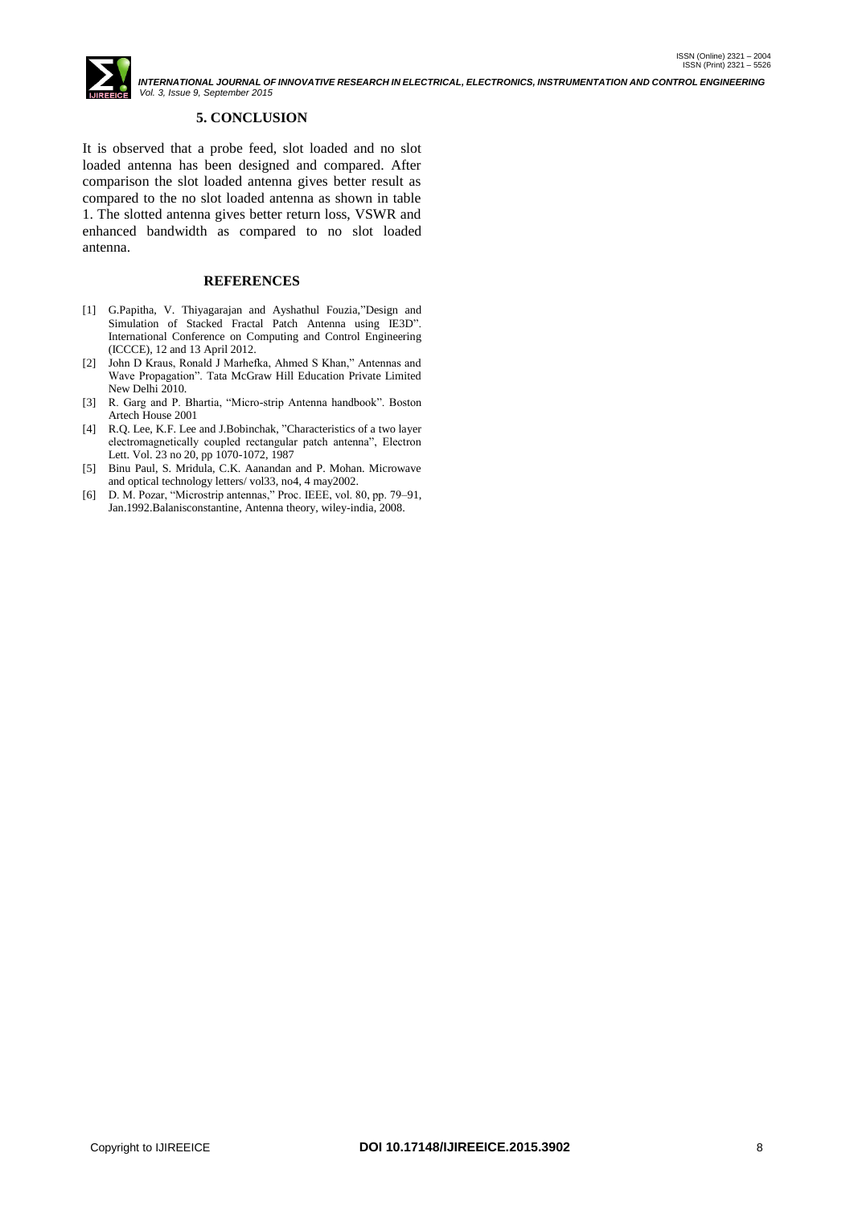## 5. CONCLUSION

It is observed that a probe feed, slot loaded and no slot loaded antenna has been designed and compared. After comparison the slot loaded antenna gives better result as compared to the no slot loaded antenna as shown in table 1. The slotted antenna gives better return loss, VSWR and enhanced bandwidth as compared to no slot loaded antenna.

## REFERENCES

[1] G.Papitha, V. Thiyagarajan and Ayshathul Fouzia,"Design and Simulation of Stacked Fractal Patch Antenna using IE3D". International Conference on Computing and Control Engineering (ICCCE), 12 and 13 April 2012.

[2] John D Kraus, Ronald J Marhefka, Ahmed S Khan," Antennas and Wave Propagation". Tata McGraw Hill Education Private Limited New Delhi 2010.

[3] R. Garg and P. Bhartia, "Micro-strip Antenna handbook". Boston Artech House 2001

[4] R.Q. Lee, K.F. Lee and J.Bobinchak, "Characteristics of a two layer electromagnetically coupled rectangular patch antenna", Electron Lett. Vol. 23 no 20, pp 1070-1072, 1987

[5] Binu Paul, S. Mridula, C.K. Aanandan and P. Mohan. Microwave and optical technology letters/ vol33, no4, 4 may2002.

[6] D. M. Pozar, "Microstrip antennas," Proc. IEEE, vol. 80, pp. 79–91, Jan.1992.Balanisconstantine, Antenna theory, wiley-india, 2008.